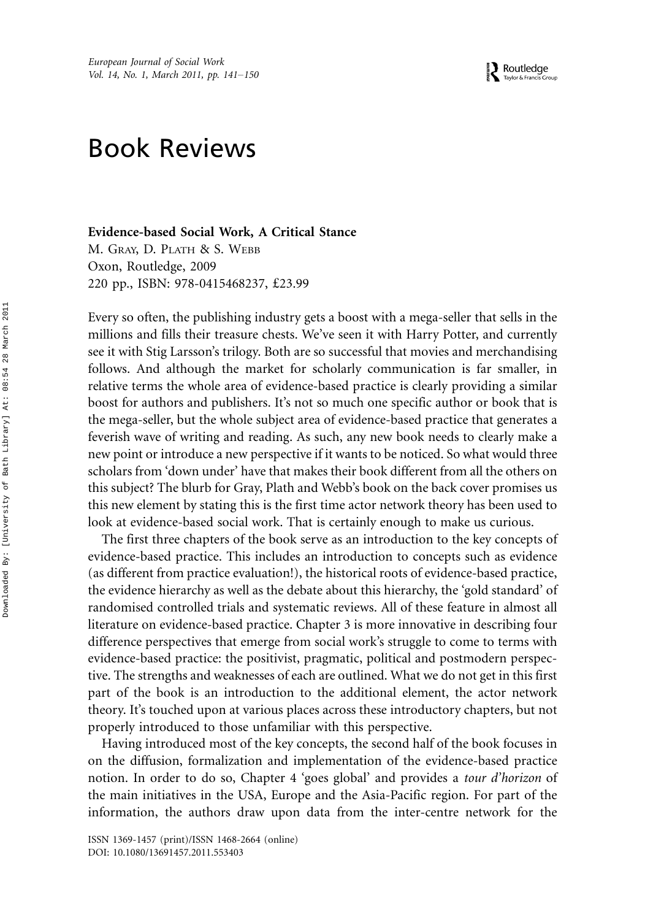# Book Reviews

**Evidence-based Social Work, A Critical Stance**
M. Gray, D. Plath & S. Webb
Oxon, Routledge, 2009
220 pp., ISBN: 978-0415468237, £23.99

Every so often, the publishing industry gets a boost with a mega-seller that sells in the millions and fills their treasure chests. We've seen it with Harry Potter, and currently see it with Stig Larsson's trilogy. Both are so successful that movies and merchandising follows. And although the market for scholarly communication is far smaller, in relative terms the whole area of evidence-based practice is clearly providing a similar boost for authors and publishers. It's not so much one specific author or book that is the mega-seller, but the whole subject area of evidence-based practice that generates a feverish wave of writing and reading. As such, any new book needs to clearly make a new point or introduce a new perspective if it wants to be noticed. So what would three scholars from 'down under' have that makes their book different from all the others on this subject? The blurb for Gray, Plath and Webb's book on the back cover promises us this new element by stating this is the first time actor network theory has been used to look at evidence-based social work. That is certainly enough to make us curious.

The first three chapters of the book serve as an introduction to the key concepts of evidence-based practice. This includes an introduction to concepts such as evidence (as different from practice evaluation!), the historical roots of evidence-based practice, the evidence hierarchy as well as the debate about this hierarchy, the 'gold standard' of randomised controlled trials and systematic reviews. All of these feature in almost all literature on evidence-based practice. Chapter 3 is more innovative in describing four difference perspectives that emerge from social work's struggle to come to terms with evidence-based practice: the positivist, pragmatic, political and postmodern perspective. The strengths and weaknesses of each are outlined. What we do not get in this first part of the book is an introduction to the additional element, the actor network theory. It's touched upon at various places across these introductory chapters, but not properly introduced to those unfamiliar with this perspective.

Having introduced most of the key concepts, the second half of the book focuses in on the diffusion, formalization and implementation of the evidence-based practice notion. In order to do so, Chapter 4 'goes global' and provides a *tour d'horizon* of the main initiatives in the USA, Europe and the Asia-Pacific region. For part of the information, the authors draw upon data from the inter-centre network for the

ISSN 1369-1457 (print)/ISSN 1468-2664 (online)
DOI: 10.1080/13691457.2011.553403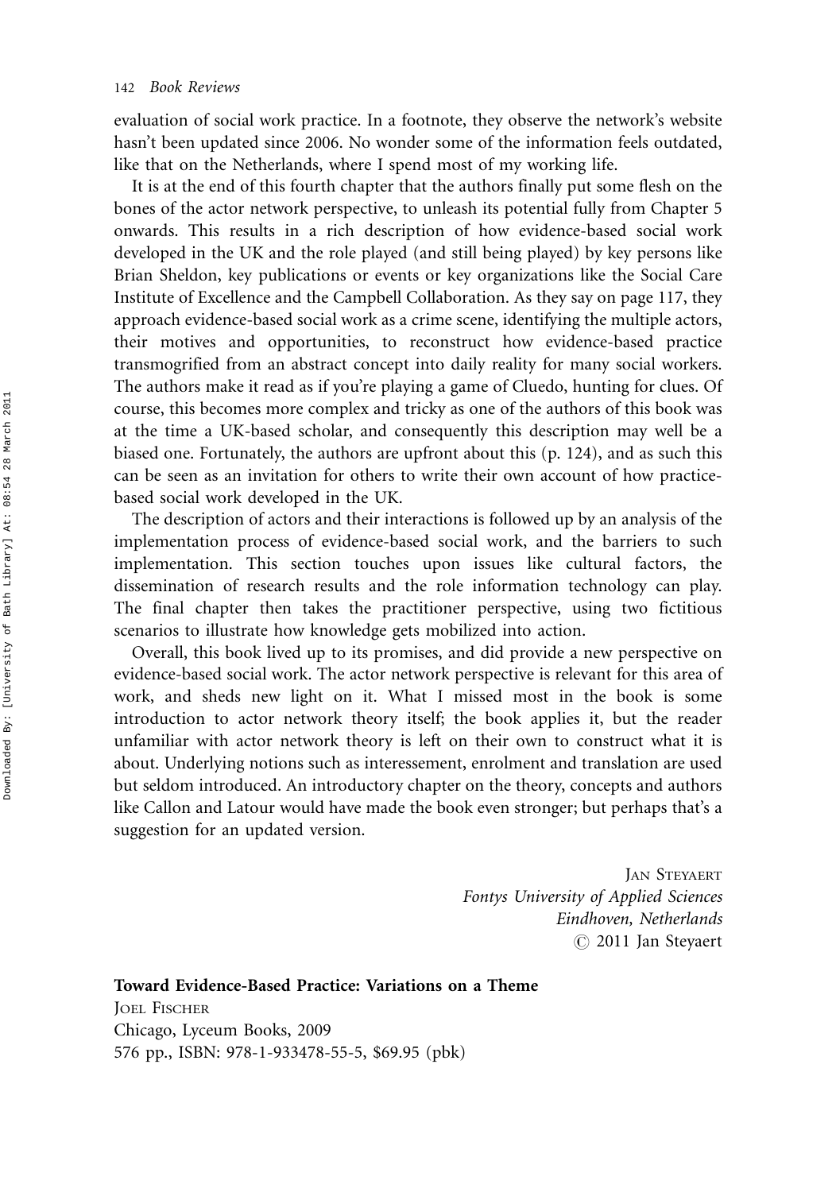evaluation of social work practice. In a footnote, they observe the network's website hasn't been updated since 2006. No wonder some of the information feels outdated, like that on the Netherlands, where I spend most of my working life.

It is at the end of this fourth chapter that the authors finally put some flesh on the bones of the actor network perspective, to unleash its potential fully from Chapter 5 onwards. This results in a rich description of how evidence-based social work developed in the UK and the role played (and still being played) by key persons like Brian Sheldon, key publications or events or key organizations like the Social Care Institute of Excellence and the Campbell Collaboration. As they say on page 117, they approach evidence-based social work as a crime scene, identifying the multiple actors, their motives and opportunities, to reconstruct how evidence-based practice transmogrified from an abstract concept into daily reality for many social workers. The authors make it read as if you're playing a game of Cluedo, hunting for clues. Of course, this becomes more complex and tricky as one of the authors of this book was at the time a UK-based scholar, and consequently this description may well be a biased one. Fortunately, the authors are upfront about this (p. 124), and as such this can be seen as an invitation for others to write their own account of how practice-based social work developed in the UK.

The description of actors and their interactions is followed up by an analysis of the implementation process of evidence-based social work, and the barriers to such implementation. This section touches upon issues like cultural factors, the dissemination of research results and the role information technology can play. The final chapter then takes the practitioner perspective, using two fictitious scenarios to illustrate how knowledge gets mobilized into action.

Overall, this book lived up to its promises, and did provide a new perspective on evidence-based social work. The actor network perspective is relevant for this area of work, and sheds new light on it. What I missed most in the book is some introduction to actor network theory itself; the book applies it, but the reader unfamiliar with actor network theory is left on their own to construct what it is about. Underlying notions such as interessement, enrolment and translation are used but seldom introduced. An introductory chapter on the theory, concepts and authors like Callon and Latour would have made the book even stronger; but perhaps that's a suggestion for an updated version.

JAN STEYAERT
*Fontys University of Applied Sciences*
*Eindhoven, Netherlands*
© 2011 Jan Steyaert

**Toward Evidence-Based Practice: Variations on a Theme**
JOEL FISCHER
Chicago, Lyceum Books, 2009
576 pp., ISBN: 978-1-933478-55-5, $69.95 (pbk)